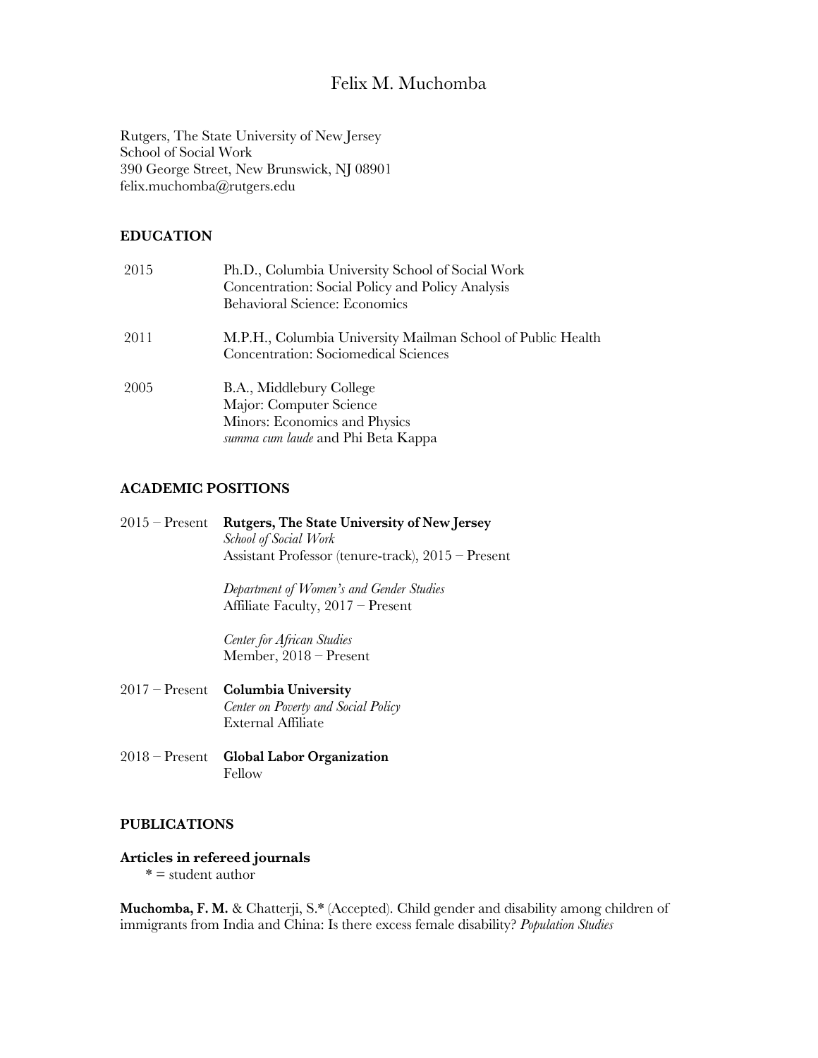# Felix M. Muchomba

Rutgers, The State University of New Jersey
School of Social Work
390 George Street, New Brunswick, NJ 08901
felix.muchomba@rutgers.edu

## EDUCATION

2015 Ph.D., Columbia University School of Social Work
Concentration: Social Policy and Policy Analysis
Behavioral Science: Economics

2011 M.P.H., Columbia University Mailman School of Public Health
Concentration: Sociomedical Sciences

2005 B.A., Middlebury College
Major: Computer Science
Minors: Economics and Physics
*summa cum laude* and Phi Beta Kappa

## ACADEMIC POSITIONS

2015 – Present **Rutgers, The State University of New Jersey**
*School of Social Work*
Assistant Professor (tenure-track), 2015 – Present

*Department of Women's and Gender Studies*
Affiliate Faculty, 2017 – Present

*Center for African Studies*
Member, 2018 – Present

2017 – Present **Columbia University**
*Center on Poverty and Social Policy*
External Affiliate

2018 – Present **Global Labor Organization**
Fellow

## PUBLICATIONS

### Articles in refereed journals

\* = student author

**Muchomba, F. M.** & Chatterji, S.* (Accepted). Child gender and disability among children of immigrants from India and China: Is there excess female disability? *Population Studies*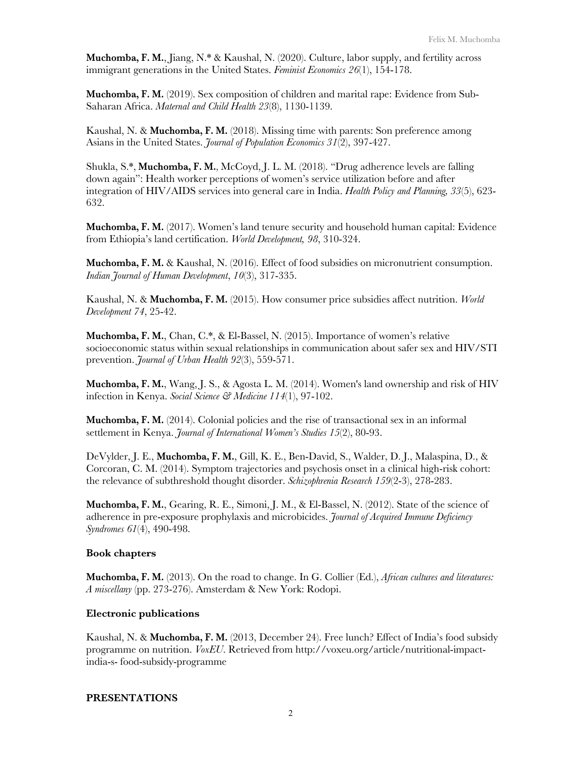**Muchomba, F. M.**, Jiang, N.* & Kaushal, N. (2020). Culture, labor supply, and fertility across immigrant generations in the United States. *Feminist Economics 26*(1), 154-178.

**Muchomba, F. M.** (2019). Sex composition of children and marital rape: Evidence from Sub-Saharan Africa. *Maternal and Child Health 23*(8), 1130-1139.

Kaushal, N. & **Muchomba, F. M.** (2018). Missing time with parents: Son preference among Asians in the United States. *Journal of Population Economics 31*(2), 397-427.

Shukla, S.*, **Muchomba, F. M.**, McCoyd, J. L. M. (2018). "Drug adherence levels are falling down again": Health worker perceptions of women's service utilization before and after integration of HIV/AIDS services into general care in India. *Health Policy and Planning, 33*(5), 623-632.

**Muchomba, F. M.** (2017). Women's land tenure security and household human capital: Evidence from Ethiopia's land certification. *World Development, 98*, 310-324.

**Muchomba, F. M.** & Kaushal, N. (2016). Effect of food subsidies on micronutrient consumption. *Indian Journal of Human Development*, *10*(3), 317-335.

Kaushal, N. & **Muchomba, F. M.** (2015). How consumer price subsidies affect nutrition. *World Development 74*, 25-42.

**Muchomba, F. M.**, Chan, C.*, & El-Bassel, N. (2015). Importance of women's relative socioeconomic status within sexual relationships in communication about safer sex and HIV/STI prevention. *Journal of Urban Health 92*(3), 559-571.

**Muchomba, F. M.**, Wang, J. S., & Agosta L. M. (2014). Women's land ownership and risk of HIV infection in Kenya. *Social Science & Medicine 114*(1), 97-102.

**Muchomba, F. M.** (2014). Colonial policies and the rise of transactional sex in an informal settlement in Kenya. *Journal of International Women's Studies 15*(2), 80-93.

DeVylder, J. E., **Muchomba, F. M.**, Gill, K. E., Ben-David, S., Walder, D. J., Malaspina, D., & Corcoran, C. M. (2014). Symptom trajectories and psychosis onset in a clinical high-risk cohort: the relevance of subthreshold thought disorder. *Schizophrenia Research 159*(2-3), 278-283.

**Muchomba, F. M.**, Gearing, R. E., Simoni, J. M., & El-Bassel, N. (2012). State of the science of adherence in pre-exposure prophylaxis and microbicides. *Journal of Acquired Immune Deficiency Syndromes 61*(4), 490-498.

### Book chapters

**Muchomba, F. M.** (2013). On the road to change. In G. Collier (Ed.), *African cultures and literatures: A miscellany* (pp. 273-276). Amsterdam & New York: Rodopi.

### Electronic publications

Kaushal, N. & **Muchomba, F. M.** (2013, December 24). Free lunch? Effect of India's food subsidy programme on nutrition. *VoxEU*. Retrieved from http://voxeu.org/article/nutritional-impact-india-s- food-subsidy-programme

## PRESENTATIONS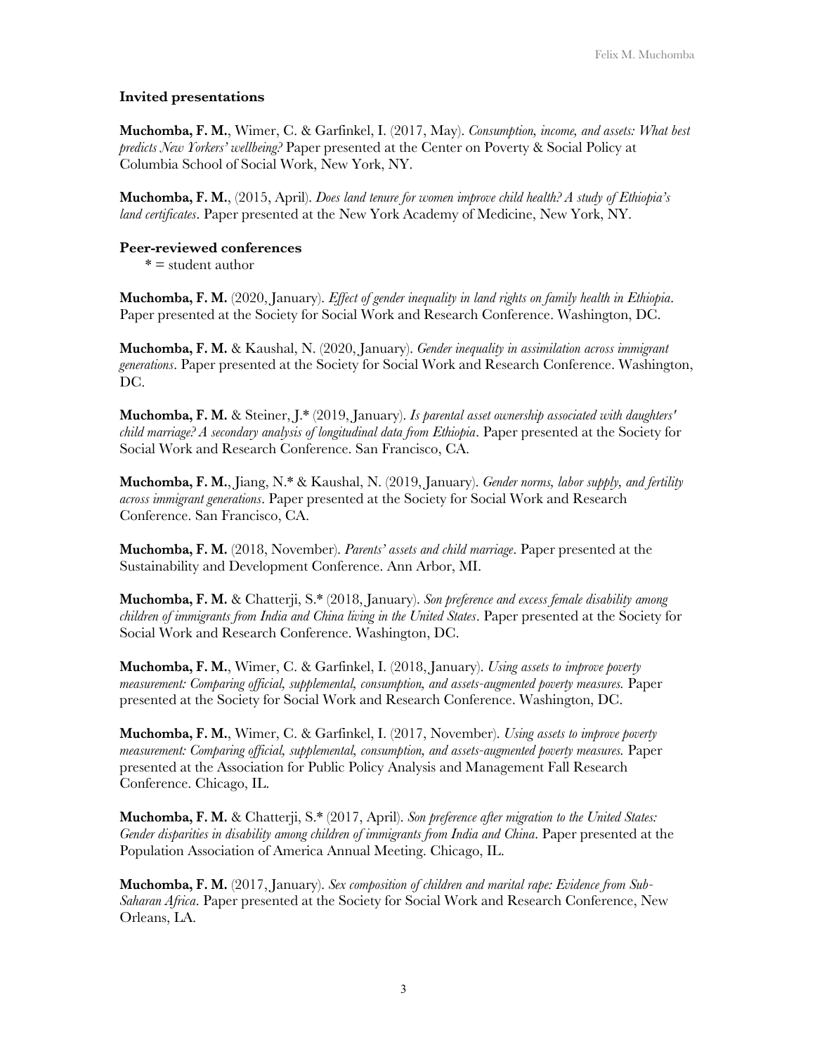### Invited presentations

**Muchomba, F. M.**, Wimer, C. & Garfinkel, I. (2017, May). *Consumption, income, and assets: What best predicts New Yorkers' wellbeing?* Paper presented at the Center on Poverty & Social Policy at Columbia School of Social Work, New York, NY.

**Muchomba, F. M.**, (2015, April). *Does land tenure for women improve child health? A study of Ethiopia's land certificates*. Paper presented at the New York Academy of Medicine, New York, NY.

### Peer-reviewed conferences

* = student author

**Muchomba, F. M.** (2020, January). *Effect of gender inequality in land rights on family health in Ethiopia*. Paper presented at the Society for Social Work and Research Conference. Washington, DC.

**Muchomba, F. M.** & Kaushal, N. (2020, January). *Gender inequality in assimilation across immigrant generations*. Paper presented at the Society for Social Work and Research Conference. Washington, DC.

**Muchomba, F. M.** & Steiner, J.* (2019, January). *Is parental asset ownership associated with daughters' child marriage? A secondary analysis of longitudinal data from Ethiopia*. Paper presented at the Society for Social Work and Research Conference. San Francisco, CA.

**Muchomba, F. M.**, Jiang, N.* & Kaushal, N. (2019, January). *Gender norms, labor supply, and fertility across immigrant generations*. Paper presented at the Society for Social Work and Research Conference. San Francisco, CA.

**Muchomba, F. M.** (2018, November). *Parents' assets and child marriage*. Paper presented at the Sustainability and Development Conference. Ann Arbor, MI.

**Muchomba, F. M.** & Chatterji, S.* (2018, January). *Son preference and excess female disability among children of immigrants from India and China living in the United States*. Paper presented at the Society for Social Work and Research Conference. Washington, DC.

**Muchomba, F. M.**, Wimer, C. & Garfinkel, I. (2018, January). *Using assets to improve poverty measurement: Comparing official, supplemental, consumption, and assets-augmented poverty measures.* Paper presented at the Society for Social Work and Research Conference. Washington, DC.

**Muchomba, F. M.**, Wimer, C. & Garfinkel, I. (2017, November). *Using assets to improve poverty measurement: Comparing official, supplemental, consumption, and assets-augmented poverty measures.* Paper presented at the Association for Public Policy Analysis and Management Fall Research Conference. Chicago, IL.

**Muchomba, F. M.** & Chatterji, S.* (2017, April). *Son preference after migration to the United States: Gender disparities in disability among children of immigrants from India and China*. Paper presented at the Population Association of America Annual Meeting. Chicago, IL.

**Muchomba, F. M.** (2017, January). *Sex composition of children and marital rape: Evidence from Sub-Saharan Africa.* Paper presented at the Society for Social Work and Research Conference, New Orleans, LA.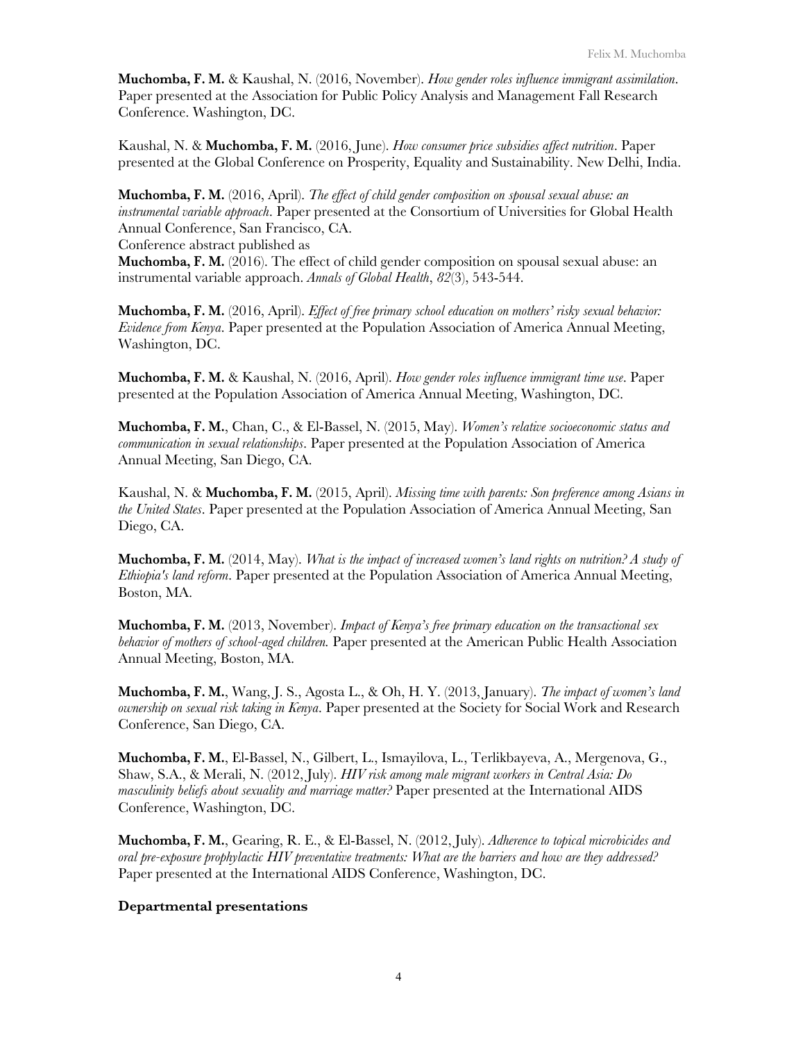**Muchomba, F. M.** & Kaushal, N. (2016, November). *How gender roles influence immigrant assimilation*. Paper presented at the Association for Public Policy Analysis and Management Fall Research Conference. Washington, DC.

Kaushal, N. & **Muchomba, F. M.** (2016, June). *How consumer price subsidies affect nutrition*. Paper presented at the Global Conference on Prosperity, Equality and Sustainability. New Delhi, India.

**Muchomba, F. M.** (2016, April). *The effect of child gender composition on spousal sexual abuse: an instrumental variable approach*. Paper presented at the Consortium of Universities for Global Health Annual Conference, San Francisco, CA.
Conference abstract published as
**Muchomba, F. M.** (2016). The effect of child gender composition on spousal sexual abuse: an instrumental variable approach. *Annals of Global Health*, *82*(3), 543-544.

**Muchomba, F. M.** (2016, April). *Effect of free primary school education on mothers' risky sexual behavior: Evidence from Kenya*. Paper presented at the Population Association of America Annual Meeting, Washington, DC.

**Muchomba, F. M.** & Kaushal, N. (2016, April). *How gender roles influence immigrant time use*. Paper presented at the Population Association of America Annual Meeting, Washington, DC.

**Muchomba, F. M.**, Chan, C., & El-Bassel, N. (2015, May). *Women's relative socioeconomic status and communication in sexual relationships*. Paper presented at the Population Association of America Annual Meeting, San Diego, CA.

Kaushal, N. & **Muchomba, F. M.** (2015, April). *Missing time with parents: Son preference among Asians in the United States*. Paper presented at the Population Association of America Annual Meeting, San Diego, CA.

**Muchomba, F. M.** (2014, May). *What is the impact of increased women's land rights on nutrition? A study of Ethiopia's land reform*. Paper presented at the Population Association of America Annual Meeting, Boston, MA.

**Muchomba, F. M.** (2013, November). *Impact of Kenya's free primary education on the transactional sex behavior of mothers of school-aged children.* Paper presented at the American Public Health Association Annual Meeting, Boston, MA.

**Muchomba, F. M.**, Wang, J. S., Agosta L., & Oh, H. Y. (2013, January). *The impact of women's land ownership on sexual risk taking in Kenya*. Paper presented at the Society for Social Work and Research Conference, San Diego, CA.

**Muchomba, F. M.**, El-Bassel, N., Gilbert, L., Ismayilova, L., Terlikbayeva, A., Mergenova, G., Shaw, S.A., & Merali, N. (2012, July). *HIV risk among male migrant workers in Central Asia: Do masculinity beliefs about sexuality and marriage matter?* Paper presented at the International AIDS Conference, Washington, DC.

**Muchomba, F. M.**, Gearing, R. E., & El-Bassel, N. (2012, July). *Adherence to topical microbicides and oral pre-exposure prophylactic HIV preventative treatments: What are the barriers and how are they addressed?* Paper presented at the International AIDS Conference, Washington, DC.

**Departmental presentations**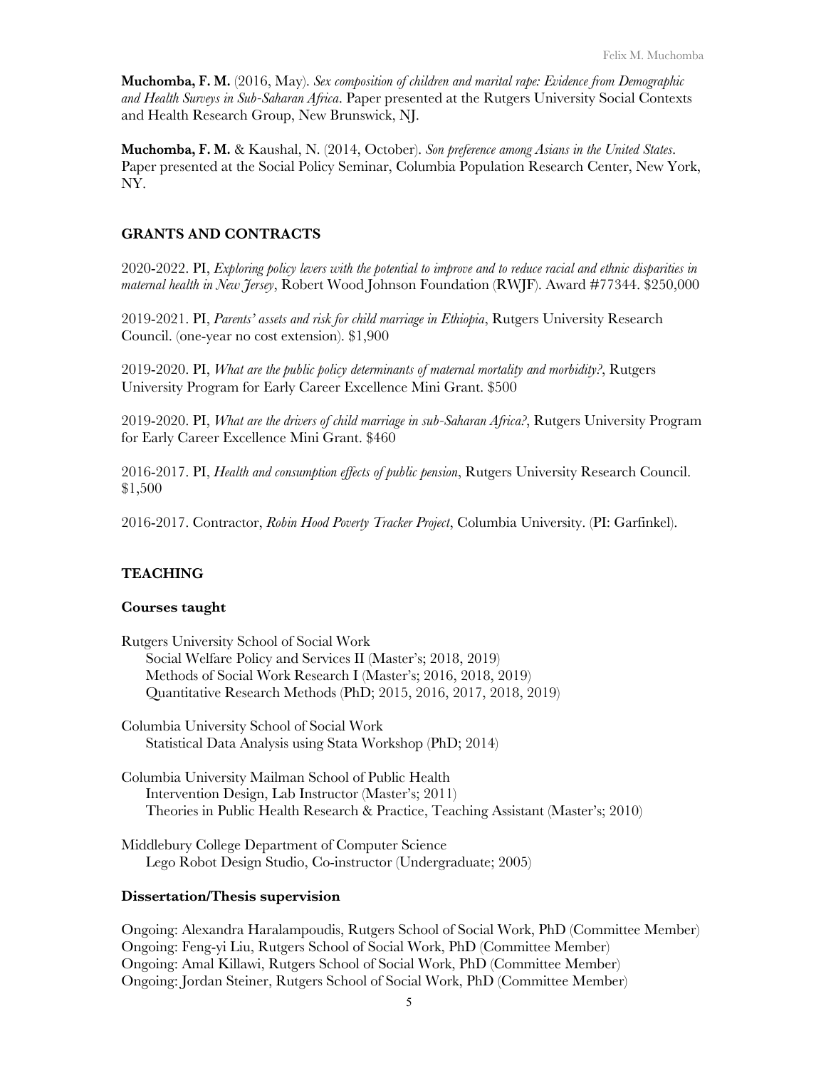**Muchomba, F. M.** (2016, May). *Sex composition of children and marital rape: Evidence from Demographic and Health Surveys in Sub-Saharan Africa*. Paper presented at the Rutgers University Social Contexts and Health Research Group, New Brunswick, NJ.

**Muchomba, F. M.** & Kaushal, N. (2014, October). *Son preference among Asians in the United States*. Paper presented at the Social Policy Seminar, Columbia Population Research Center, New York, NY.

## GRANTS AND CONTRACTS

2020-2022. PI, *Exploring policy levers with the potential to improve and to reduce racial and ethnic disparities in maternal health in New Jersey*, Robert Wood Johnson Foundation (RWJF). Award #77344. $250,000

2019-2021. PI, *Parents' assets and risk for child marriage in Ethiopia*, Rutgers University Research Council. (one-year no cost extension). $1,900

2019-2020. PI, *What are the public policy determinants of maternal mortality and morbidity?*, Rutgers University Program for Early Career Excellence Mini Grant. $500

2019-2020. PI, *What are the drivers of child marriage in sub-Saharan Africa?*, Rutgers University Program for Early Career Excellence Mini Grant. $460

2016-2017. PI, *Health and consumption effects of public pension*, Rutgers University Research Council. $1,500

2016-2017. Contractor, *Robin Hood Poverty Tracker Project*, Columbia University. (PI: Garfinkel).

## TEACHING

### Courses taught

Rutgers University School of Social Work
- Social Welfare Policy and Services II (Master's; 2018, 2019)
- Methods of Social Work Research I (Master's; 2016, 2018, 2019)
- Quantitative Research Methods (PhD; 2015, 2016, 2017, 2018, 2019)

Columbia University School of Social Work
- Statistical Data Analysis using Stata Workshop (PhD; 2014)

Columbia University Mailman School of Public Health
- Intervention Design, Lab Instructor (Master's; 2011)
- Theories in Public Health Research & Practice, Teaching Assistant (Master's; 2010)

Middlebury College Department of Computer Science
- Lego Robot Design Studio, Co-instructor (Undergraduate; 2005)

### Dissertation/Thesis supervision

Ongoing: Alexandra Haralampoudis, Rutgers School of Social Work, PhD (Committee Member)
Ongoing: Feng-yi Liu, Rutgers School of Social Work, PhD (Committee Member)
Ongoing: Amal Killawi, Rutgers School of Social Work, PhD (Committee Member)
Ongoing: Jordan Steiner, Rutgers School of Social Work, PhD (Committee Member)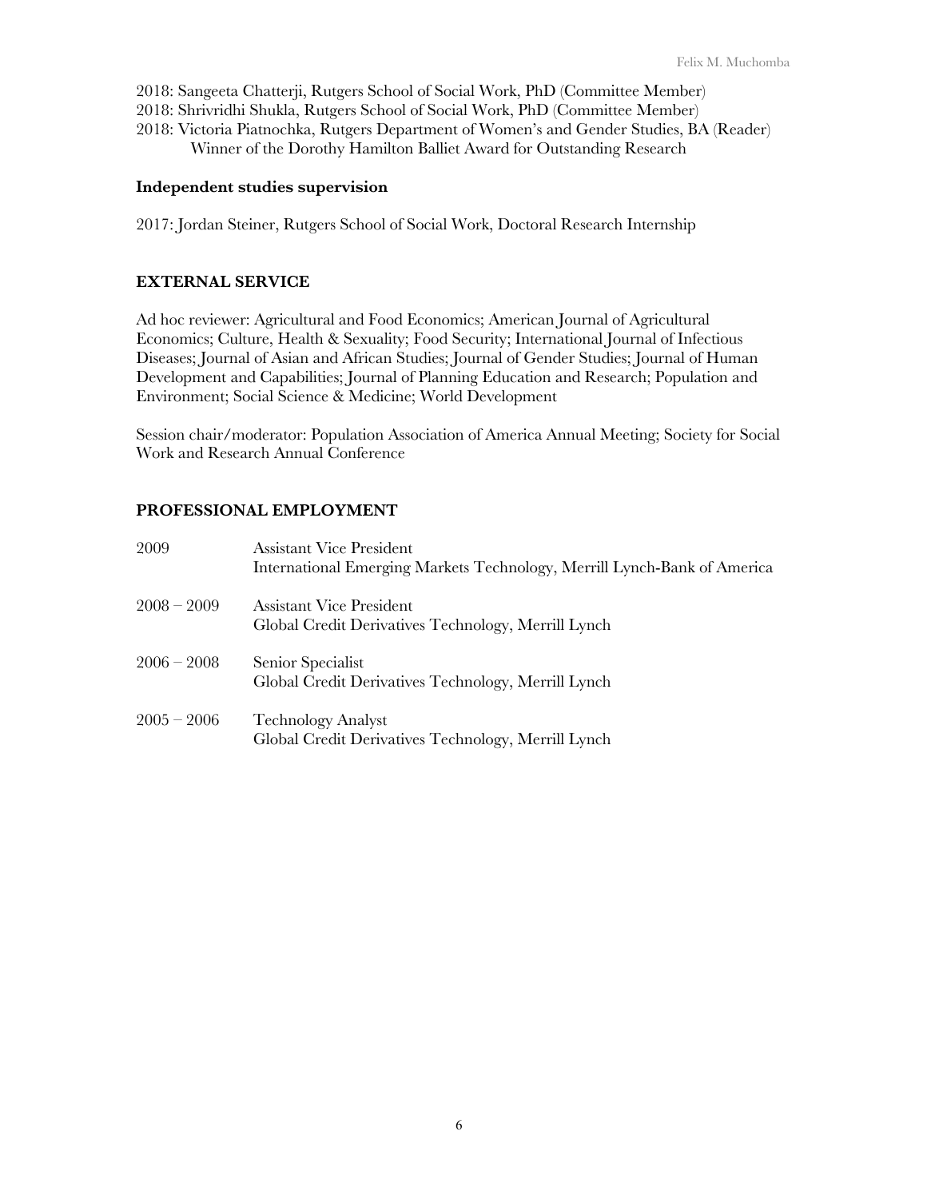2018: Sangeeta Chatterji, Rutgers School of Social Work, PhD (Committee Member)
2018: Shrivridhi Shukla, Rutgers School of Social Work, PhD (Committee Member)
2018: Victoria Piatnochka, Rutgers Department of Women's and Gender Studies, BA (Reader)
  Winner of the Dorothy Hamilton Balliet Award for Outstanding Research

**Independent studies supervision**

2017: Jordan Steiner, Rutgers School of Social Work, Doctoral Research Internship

## EXTERNAL SERVICE

Ad hoc reviewer: Agricultural and Food Economics; American Journal of Agricultural Economics; Culture, Health & Sexuality; Food Security; International Journal of Infectious Diseases; Journal of Asian and African Studies; Journal of Gender Studies; Journal of Human Development and Capabilities; Journal of Planning Education and Research; Population and Environment; Social Science & Medicine; World Development

Session chair/moderator: Population Association of America Annual Meeting; Society for Social Work and Research Annual Conference

## PROFESSIONAL EMPLOYMENT

| | |
|---|---|
| 2009 | Assistant Vice President<br>International Emerging Markets Technology, Merrill Lynch-Bank of America |
| 2008 – 2009 | Assistant Vice President<br>Global Credit Derivatives Technology, Merrill Lynch |
| 2006 – 2008 | Senior Specialist<br>Global Credit Derivatives Technology, Merrill Lynch |
| 2005 – 2006 | Technology Analyst<br>Global Credit Derivatives Technology, Merrill Lynch |